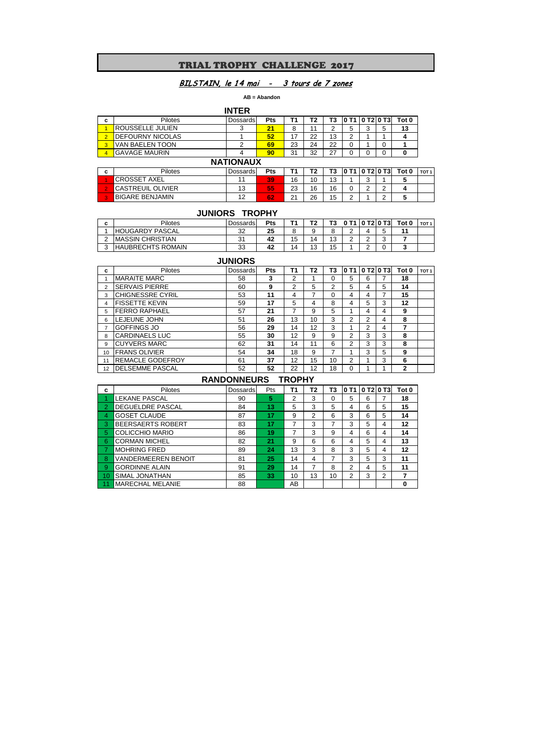# TRIAL TROPHY CHALLENGE 2017

## *BILSTAIN, le 14 mai - 3 tours de 7 zones*

**AB = Abandon**

### INTER

| c | Pilotes | Dossards | Pts | T1 | T2 | T3 | 0 T1 | 0 T2 | 0 T3 | Tot 0 |
|---|---|---|---|---|---|---|---|---|---|---|
| 1 | ROUSSELLE JULIEN | 3 | **21** | 8 | 11 | 2 | 5 | 3 | 5 | **13** |
| 2 | DEFOURNY NICOLAS | 1 | **52** | 17 | 22 | 13 | 2 | 1 | 1 | **4** |
| 3 | VAN BAELEN TOON | 2 | **69** | 23 | 24 | 22 | 0 | 1 | 0 | **1** |
| 4 | GAVAGE MAURIN | 4 | **90** | 31 | 32 | 27 | 0 | 0 | 0 | **0** |

### NATIONAUX

| c | Pilotes | Dossards | Pts | T1 | T2 | T3 | 0 T1 | 0 T2 | 0 T3 | Tot 0 | TOT 1 |
|---|---|---|---|---|---|---|---|---|---|---|---|
| 1 | CROSSET AXEL | 11 | **39** | 16 | 10 | 13 | 1 | 3 | 1 | **5** | |
| 2 | CASTREUIL OLIVIER | 13 | **55** | 23 | 16 | 16 | 0 | 2 | 2 | **4** | |
| 3 | BIGARE BENJAMIN | 12 | **62** | 21 | 26 | 15 | 2 | 1 | 2 | **5** | |

### JUNIORS TROPHY

| c | Pilotes | Dossards | Pts | T1 | T2 | T3 | 0 T1 | 0 T2 | 0 T3 | Tot 0 | TOT 1 |
|---|---|---|---|---|---|---|---|---|---|---|---|
| 1 | HOUGARDY PASCAL | 32 | **25** | 8 | 9 | 8 | 2 | 4 | 5 | **11** | |
| 2 | MASSIN CHRISTIAN | 31 | **42** | 15 | 14 | 13 | 2 | 2 | 3 | **7** | |
| 3 | HAUBRECHTS ROMAIN | 33 | **42** | 14 | 13 | 15 | 1 | 2 | 0 | **3** | |

### JUNIORS

| c | Pilotes | Dossards | Pts | T1 | T2 | T3 | 0 T1 | 0 T2 | 0 T3 | Tot 0 | TOT 1 |
|---|---|---|---|---|---|---|---|---|---|---|---|
| 1 | MARAITE MARC | 58 | **3** | 2 | 1 | 0 | 5 | 6 | 7 | **18** | |
| 2 | SERVAIS PIERRE | 60 | **9** | 2 | 5 | 2 | 5 | 4 | 5 | **14** | |
| 3 | CHIGNESSRE CYRIL | 53 | **11** | 4 | 7 | 0 | 4 | 4 | 7 | **15** | |
| 4 | FISSETTE KEVIN | 59 | **17** | 5 | 4 | 8 | 4 | 5 | 3 | **12** | |
| 5 | FERRO RAPHAEL | 57 | **21** | 7 | 9 | 5 | 1 | 4 | 4 | **9** | |
| 6 | LEJEUNE JOHN | 51 | **26** | 13 | 10 | 3 | 2 | 2 | 4 | **8** | |
| 7 | GOFFINGS JO | 56 | **29** | 14 | 12 | 3 | 1 | 2 | 4 | **7** | |
| 8 | CARDINAELS LUC | 55 | **30** | 12 | 9 | 9 | 2 | 3 | 3 | **8** | |
| 9 | CUYVERS MARC | 62 | **31** | 14 | 11 | 6 | 2 | 3 | 3 | **8** | |
| 10 | FRANS OLIVIER | 54 | **34** | 18 | 9 | 7 | 1 | 3 | 5 | **9** | |
| 11 | REMACLE GODEFROY | 61 | **37** | 12 | 15 | 10 | 2 | 1 | 3 | **6** | |
| 12 | DELSEMME PASCAL | 52 | **52** | 22 | 12 | 18 | 0 | 1 | 1 | **2** | |

### RANDONNEURS TROPHY

| c | Pilotes | Dossards | Pts | T1 | T2 | T3 | 0 T1 | 0 T2 | 0 T3 | Tot 0 |
|---|---|---|---|---|---|---|---|---|---|---|
| 1 | LEKANE PASCAL | 90 | **5** | 2 | 3 | 0 | 5 | 6 | 7 | **18** |
| 2 | DEGUELDRE PASCAL | 84 | **13** | 5 | 3 | 5 | 4 | 6 | 5 | **15** |
| 4 | GOSET CLAUDE | 87 | **17** | 9 | 2 | 6 | 3 | 6 | 5 | **14** |
| 3 | BEERSAERTS ROBERT | 83 | **17** | 7 | 3 | 7 | 3 | 5 | 4 | **12** |
| 5 | COLICCHIO MARIO | 86 | **19** | 7 | 3 | 9 | 4 | 6 | 4 | **14** |
| 6 | CORMAN MICHEL | 82 | **21** | 9 | 6 | 6 | 4 | 5 | 4 | **13** |
| 7 | MOHRING FRED | 89 | **24** | 13 | 3 | 8 | 3 | 5 | 4 | **12** |
| 8 | VANDERMEEREN BENOIT | 81 | **25** | 14 | 4 | 7 | 3 | 5 | 3 | **11** |
| 9 | GORDINNE ALAIN | 91 | **29** | 14 | 7 | 8 | 2 | 4 | 5 | **11** |
| 10 | SIMAL JONATHAN | 85 | **33** | 10 | 13 | 10 | 2 | 3 | 2 | **7** |
| 11 | MARECHAL MELANIE | 88 | | AB | | | | | | **0** |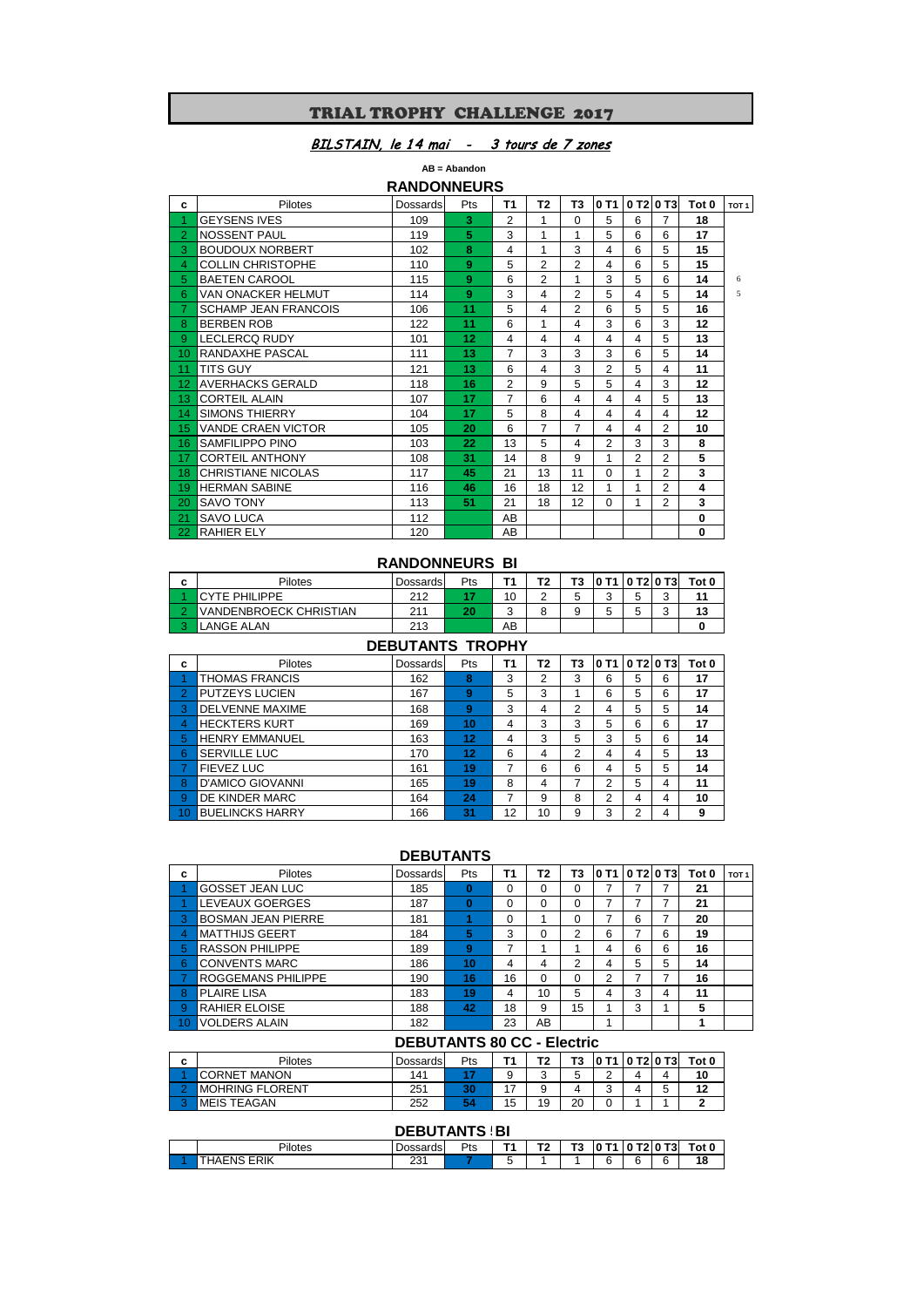# TRIAL TROPHY CHALLENGE 2017

## *BILSTAIN, le 14 mai - 3 tours de 7 zones*

**AB = Abandon**

### RANDONNEURS

| c | Pilotes | Dossards | Pts | T1 | T2 | T3 | 0 T1 | 0 T2 | 0 T3 | Tot 0 | TOT 1 |
|---|---|---|---|---|---|---|---|---|---|---|---|
| 1 | GEYSENS IVES | 109 | 3 | 2 | 1 | 0 | 5 | 6 | 7 | 18 | |
| 2 | NOSSENT PAUL | 119 | 5 | 3 | 1 | 1 | 5 | 6 | 6 | 17 | |
| 3 | BOUDOUX NORBERT | 102 | 8 | 4 | 1 | 3 | 4 | 6 | 5 | 15 | |
| 4 | COLLIN CHRISTOPHE | 110 | 9 | 5 | 2 | 2 | 4 | 6 | 5 | 15 | |
| 5 | BAETEN CAROOL | 115 | 9 | 6 | 2 | 1 | 3 | 5 | 6 | 14 | 6 |
| 6 | VAN ONACKER HELMUT | 114 | 9 | 3 | 4 | 2 | 5 | 4 | 5 | 14 | 5 |
| 7 | SCHAMP JEAN FRANCOIS | 106 | 11 | 5 | 4 | 2 | 6 | 5 | 5 | 16 | |
| 8 | BERBEN ROB | 122 | 11 | 6 | 1 | 4 | 3 | 6 | 3 | 12 | |
| 9 | LECLERCQ RUDY | 101 | 12 | 4 | 4 | 4 | 4 | 4 | 5 | 13 | |
| 10 | RANDAXHE PASCAL | 111 | 13 | 7 | 3 | 3 | 3 | 6 | 5 | 14 | |
| 11 | TITS GUY | 121 | 13 | 6 | 4 | 3 | 2 | 5 | 4 | 11 | |
| 12 | AVERHACKS GERALD | 118 | 16 | 2 | 9 | 5 | 5 | 4 | 3 | 12 | |
| 13 | CORTEIL ALAIN | 107 | 17 | 7 | 6 | 4 | 4 | 4 | 5 | 13 | |
| 14 | SIMONS THIERRY | 104 | 17 | 5 | 8 | 4 | 4 | 4 | 4 | 12 | |
| 15 | VANDE CRAEN VICTOR | 105 | 20 | 6 | 7 | 7 | 4 | 4 | 2 | 10 | |
| 16 | SAMFILIPPO PINO | 103 | 22 | 13 | 5 | 4 | 2 | 3 | 3 | 8 | |
| 17 | CORTEIL ANTHONY | 108 | 31 | 14 | 8 | 9 | 1 | 2 | 2 | 5 | |
| 18 | CHRISTIANE NICOLAS | 117 | 45 | 21 | 13 | 11 | 0 | 1 | 2 | 3 | |
| 19 | HERMAN SABINE | 116 | 46 | 16 | 18 | 12 | 1 | 1 | 2 | 4 | |
| 20 | SAVO TONY | 113 | 51 | 21 | 18 | 12 | 0 | 1 | 2 | 3 | |
| 21 | SAVO LUCA | 112 | | AB | | | | | | 0 | |
| 22 | RAHIER ELY | 120 | | AB | | | | | | 0 | |

### RANDONNEURS BI

| c | Pilotes | Dossards | Pts | T1 | T2 | T3 | 0 T1 | 0 T2 | 0 T3 | Tot 0 |
|---|---|---|---|---|---|---|---|---|---|---|
| 1 | CYTE PHILIPPE | 212 | 17 | 10 | 2 | 5 | 3 | 5 | 3 | 11 |
| 2 | VANDENBROECK CHRISTIAN | 211 | 20 | 3 | 8 | 9 | 5 | 5 | 3 | 13 |
| 3 | LANGE ALAN | 213 | | AB | | | | | | 0 |

### DEBUTANTS TROPHY

| c | Pilotes | Dossards | Pts | T1 | T2 | T3 | 0 T1 | 0 T2 | 0 T3 | Tot 0 |
|---|---|---|---|---|---|---|---|---|---|---|
| 1 | THOMAS FRANCIS | 162 | 8 | 3 | 2 | 3 | 6 | 5 | 6 | 17 |
| 2 | PUTZEYS LUCIEN | 167 | 9 | 5 | 3 | 1 | 6 | 5 | 6 | 17 |
| 3 | DELVENNE MAXIME | 168 | 9 | 3 | 4 | 2 | 4 | 5 | 5 | 14 |
| 4 | HECKTERS KURT | 169 | 10 | 4 | 3 | 3 | 5 | 6 | 6 | 17 |
| 5 | HENRY EMMANUEL | 163 | 12 | 4 | 3 | 5 | 3 | 5 | 6 | 14 |
| 6 | SERVILLE LUC | 170 | 12 | 6 | 4 | 2 | 4 | 4 | 5 | 13 |
| 7 | FIEVEZ LUC | 161 | 19 | 7 | 6 | 6 | 4 | 5 | 5 | 14 |
| 8 | D'AMICO GIOVANNI | 165 | 19 | 8 | 4 | 7 | 2 | 5 | 4 | 11 |
| 9 | DE KINDER MARC | 164 | 24 | 7 | 9 | 8 | 2 | 4 | 4 | 10 |
| 10 | BUELINCKS HARRY | 166 | 31 | 12 | 10 | 9 | 3 | 2 | 4 | 9 |

### DEBUTANTS

| c | Pilotes | Dossards | Pts | T1 | T2 | T3 | 0 T1 | 0 T2 | 0 T3 | Tot 0 | TOT 1 |
|---|---|---|---|---|---|---|---|---|---|---|---|
| 1 | GOSSET JEAN LUC | 185 | 0 | 0 | 0 | 0 | 7 | 7 | 7 | 21 | |
| 1 | LEVEAUX GOERGES | 187 | 0 | 0 | 0 | 0 | 7 | 7 | 7 | 21 | |
| 3 | BOSMAN JEAN PIERRE | 181 | 1 | 0 | 1 | 0 | 7 | 6 | 7 | 20 | |
| 4 | MATTHIJS GEERT | 184 | 5 | 3 | 0 | 2 | 6 | 7 | 6 | 19 | |
| 5 | RASSON PHILIPPE | 189 | 9 | 7 | 1 | 1 | 4 | 6 | 6 | 16 | |
| 6 | CONVENTS MARC | 186 | 10 | 4 | 4 | 2 | 4 | 5 | 5 | 14 | |
| 7 | ROGGEMANS PHILIPPE | 190 | 16 | 16 | 0 | 0 | 2 | 7 | 7 | 16 | |
| 8 | PLAIRE LISA | 183 | 19 | 4 | 10 | 5 | 4 | 3 | 4 | 11 | |
| 9 | RAHIER ELOISE | 188 | 42 | 18 | 9 | 15 | 1 | 3 | 1 | 5 | |
| 10 | VOLDERS ALAIN | 182 | | 23 | AB | | 1 | | | 1 | |

### DEBUTANTS 80 CC - Electric

| c | Pilotes | Dossards | Pts | T1 | T2 | T3 | 0 T1 | 0 T2 | 0 T3 | Tot 0 |
|---|---|---|---|---|---|---|---|---|---|---|
| 1 | CORNET MANON | 141 | 17 | 9 | 3 | 5 | 2 | 4 | 4 | 10 |
| 2 | MOHRING FLORENT | 251 | 30 | 17 | 9 | 4 | 3 | 4 | 5 | 12 |
| 3 | MEIS TEAGAN | 252 | 54 | 15 | 19 | 20 | 0 | 1 | 1 | 2 |

### DEBUTANTS BI

| | Pilotes | Dossards | Pts | T1 | T2 | T3 | 0 T1 | 0 T2 | 0 T3 | Tot 0 |
|---|---|---|---|---|---|---|---|---|---|---|
| 1 | THAENS ERIK | 231 | 7 | 5 | 1 | 1 | 6 | 6 | 6 | 18 |